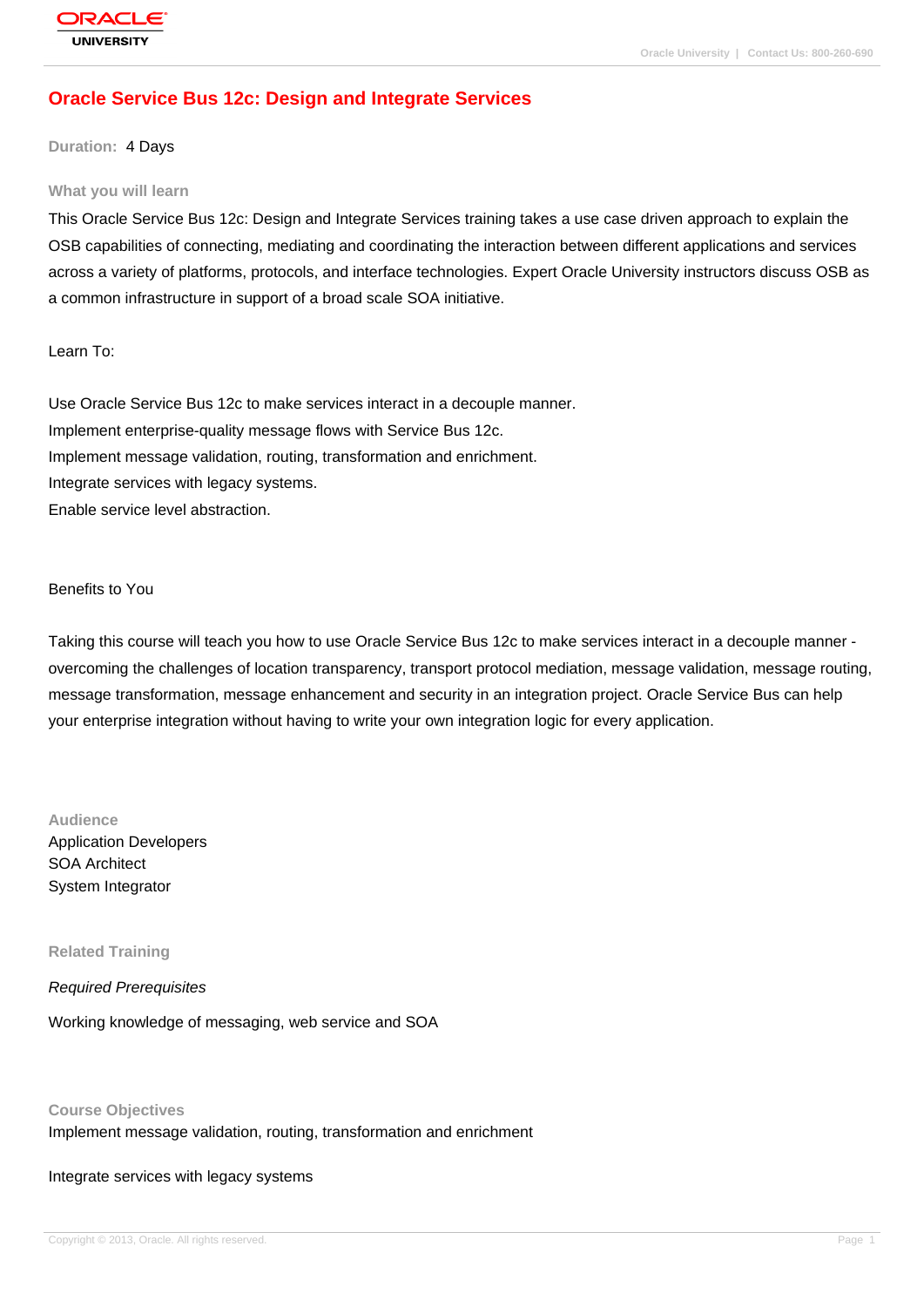# Oracle Service Bus 12c: Design and Integrate Services

**Duration:** 4 Days

## What you will learn

This Oracle Service Bus 12c: Design and Integrate Services training takes a use case driven approach to explain the OSB capabilities of connecting, mediating and coordinating the interaction between different applications and services across a variety of platforms, protocols, and interface technologies. Expert Oracle University instructors discuss OSB as a common infrastructure in support of a broad scale SOA initiative.

Learn To:

Use Oracle Service Bus 12c to make services interact in a decouple manner.
Implement enterprise-quality message flows with Service Bus 12c.
Implement message validation, routing, transformation and enrichment.
Integrate services with legacy systems.
Enable service level abstraction.

Benefits to You

Taking this course will teach you how to use Oracle Service Bus 12c to make services interact in a decouple manner - overcoming the challenges of location transparency, transport protocol mediation, message validation, message routing, message transformation, message enhancement and security in an integration project. Oracle Service Bus can help your enterprise integration without having to write your own integration logic for every application.

## Audience

Application Developers
SOA Architect
System Integrator

## Related Training

*Required Prerequisites*

Working knowledge of messaging, web service and SOA

## Course Objectives

Implement message validation, routing, transformation and enrichment

Integrate services with legacy systems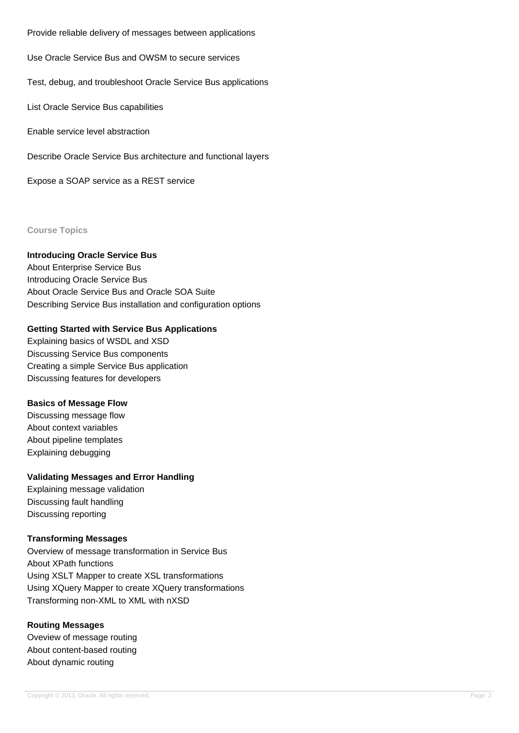Provide reliable delivery of messages between applications

Use Oracle Service Bus and OWSM to secure services

Test, debug, and troubleshoot Oracle Service Bus applications

List Oracle Service Bus capabilities

Enable service level abstraction

Describe Oracle Service Bus architecture and functional layers

Expose a SOAP service as a REST service

## Course Topics

**Introducing Oracle Service Bus**

About Enterprise Service Bus
Introducing Oracle Service Bus
About Oracle Service Bus and Oracle SOA Suite
Describing Service Bus installation and configuration options

**Getting Started with Service Bus Applications**

Explaining basics of WSDL and XSD
Discussing Service Bus components
Creating a simple Service Bus application
Discussing features for developers

**Basics of Message Flow**

Discussing message flow
About context variables
About pipeline templates
Explaining debugging

**Validating Messages and Error Handling**

Explaining message validation
Discussing fault handling
Discussing reporting

**Transforming Messages**

Overview of message transformation in Service Bus
About XPath functions
Using XSLT Mapper to create XSL transformations
Using XQuery Mapper to create XQuery transformations
Transforming non-XML to XML with nXSD

**Routing Messages**

Oveview of message routing
About content-based routing
About dynamic routing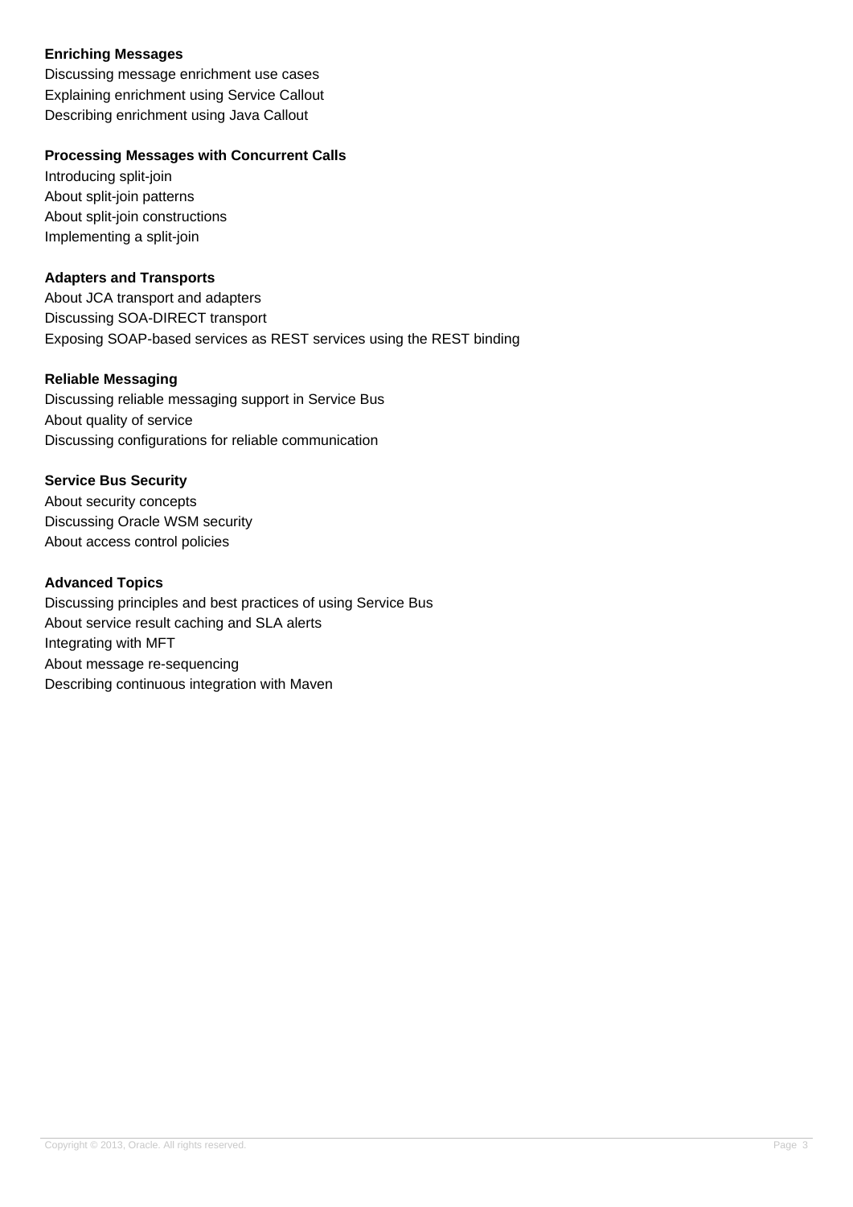**Enriching Messages**

Discussing message enrichment use cases
Explaining enrichment using Service Callout
Describing enrichment using Java Callout

**Processing Messages with Concurrent Calls**

Introducing split-join
About split-join patterns
About split-join constructions
Implementing a split-join

**Adapters and Transports**

About JCA transport and adapters
Discussing SOA-DIRECT transport
Exposing SOAP-based services as REST services using the REST binding

**Reliable Messaging**

Discussing reliable messaging support in Service Bus
About quality of service
Discussing configurations for reliable communication

**Service Bus Security**

About security concepts
Discussing Oracle WSM security
About access control policies

**Advanced Topics**

Discussing principles and best practices of using Service Bus
About service result caching and SLA alerts
Integrating with MFT
About message re-sequencing
Describing continuous integration with Maven